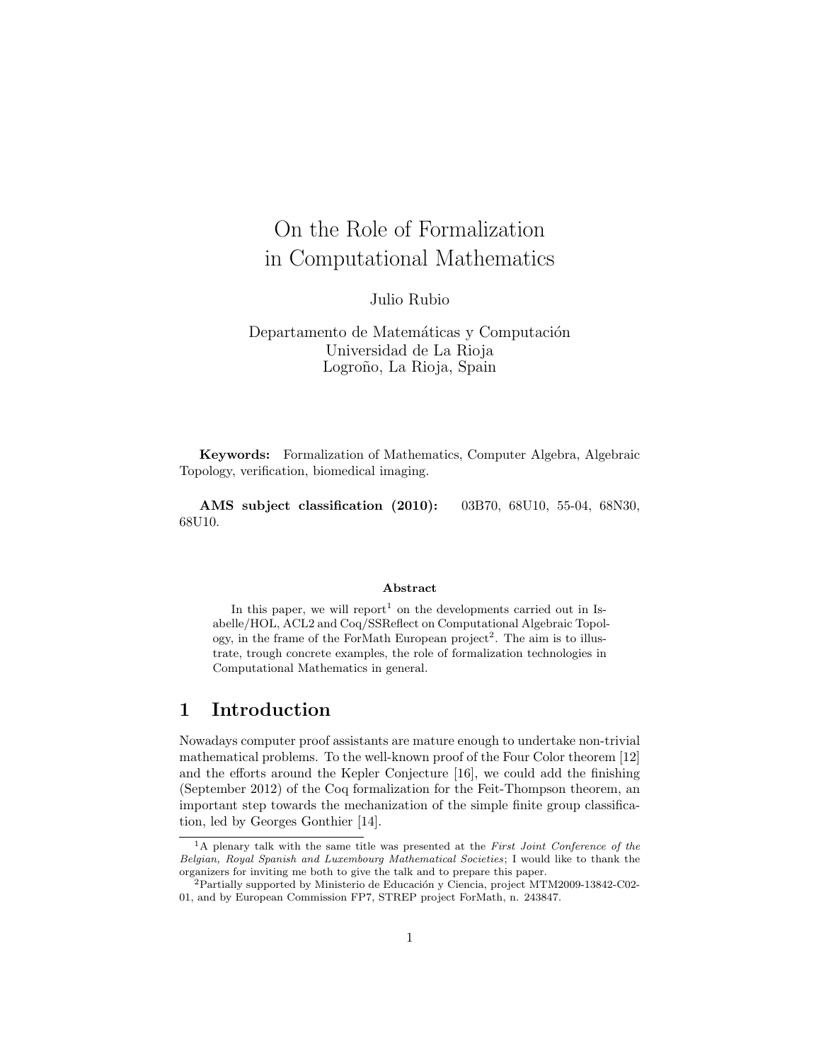# On the Role of Formalization in Computational Mathematics

Julio Rubio

Departamento de Matemáticas y Computación
Universidad de La Rioja
Logroño, La Rioja, Spain

**Keywords:** Formalization of Mathematics, Computer Algebra, Algebraic Topology, verification, biomedical imaging.

**AMS subject classification (2010):** 03B70, 68U10, 55-04, 68N30, 68U10.

### Abstract

In this paper, we will report[1] on the developments carried out in Isabelle/HOL, ACL2 and Coq/SSReflect on Computational Algebraic Topology, in the frame of the ForMath European project[2]. The aim is to illustrate, trough concrete examples, the role of formalization technologies in Computational Mathematics in general.

## 1 Introduction

Nowadays computer proof assistants are mature enough to undertake non-trivial mathematical problems. To the well-known proof of the Four Color theorem [12] and the efforts around the Kepler Conjecture [16], we could add the finishing (September 2012) of the Coq formalization for the Feit-Thompson theorem, an important step towards the mechanization of the simple finite group classification, led by Georges Gonthier [14].

---

[1] A plenary talk with the same title was presented at the *First Joint Conference of the Belgian, Royal Spanish and Luxembourg Mathematical Societies*; I would like to thank the organizers for inviting me both to give the talk and to prepare this paper.

[2] Partially supported by Ministerio de Educación y Ciencia, project MTM2009-13842-C02-01, and by European Commission FP7, STREP project ForMath, n. 243847.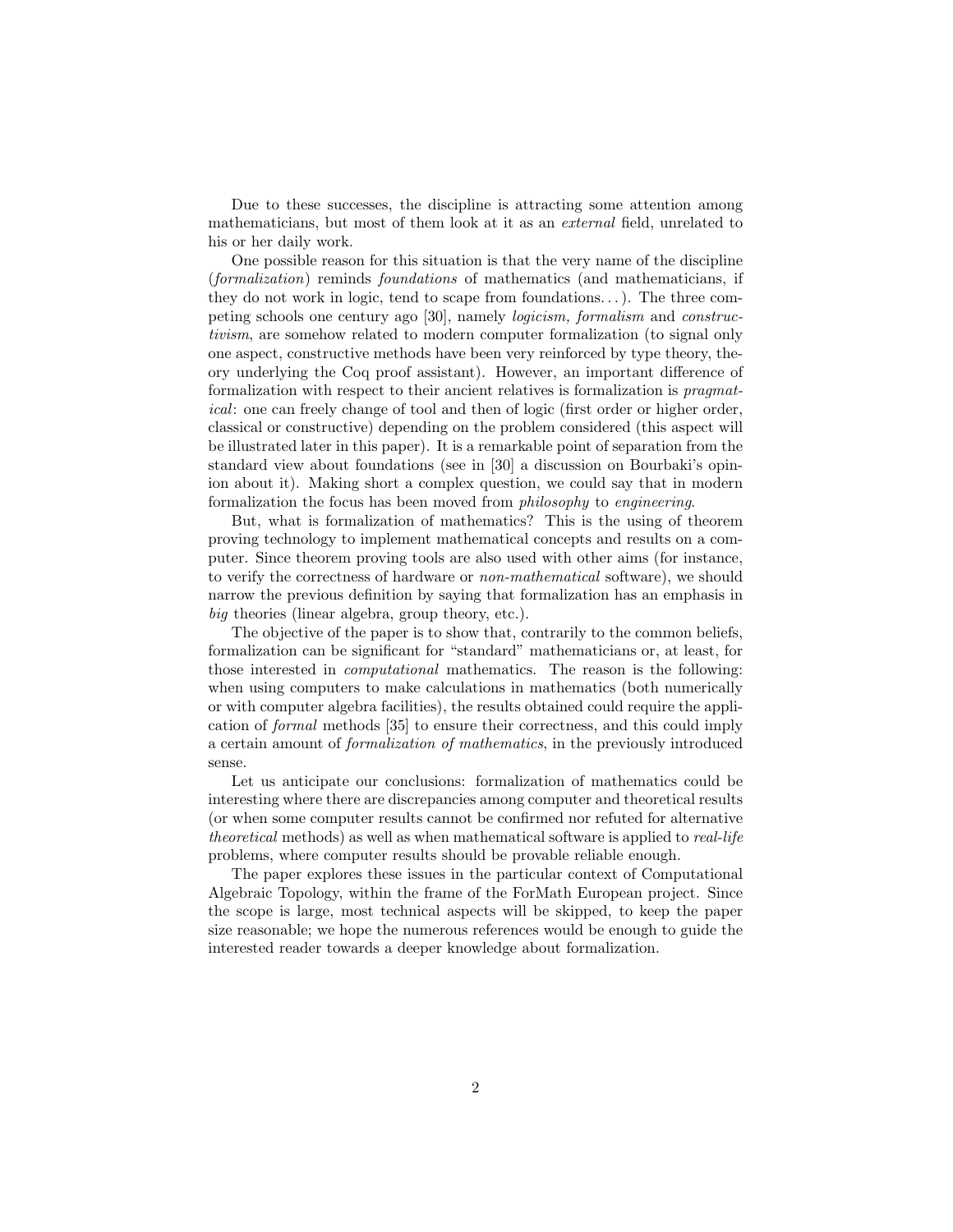Due to these successes, the discipline is attracting some attention among mathematicians, but most of them look at it as an *external* field, unrelated to his or her daily work.

One possible reason for this situation is that the very name of the discipline (*formalization*) reminds *foundations* of mathematics (and mathematicians, if they do not work in logic, tend to scape from foundations. . . ). The three competing schools one century ago [30], namely *logicism, formalism* and *constructivism*, are somehow related to modern computer formalization (to signal only one aspect, constructive methods have been very reinforced by type theory, theory underlying the Coq proof assistant). However, an important difference of formalization with respect to their ancient relatives is formalization is *pragmatical*: one can freely change of tool and then of logic (first order or higher order, classical or constructive) depending on the problem considered (this aspect will be illustrated later in this paper). It is a remarkable point of separation from the standard view about foundations (see in [30] a discussion on Bourbaki's opinion about it). Making short a complex question, we could say that in modern formalization the focus has been moved from *philosophy* to *engineering*.

But, what is formalization of mathematics? This is the using of theorem proving technology to implement mathematical concepts and results on a computer. Since theorem proving tools are also used with other aims (for instance, to verify the correctness of hardware or *non-mathematical* software), we should narrow the previous definition by saying that formalization has an emphasis in *big* theories (linear algebra, group theory, etc.).

The objective of the paper is to show that, contrarily to the common beliefs, formalization can be significant for "standard" mathematicians or, at least, for those interested in *computational* mathematics. The reason is the following: when using computers to make calculations in mathematics (both numerically or with computer algebra facilities), the results obtained could require the application of *formal* methods [35] to ensure their correctness, and this could imply a certain amount of *formalization of mathematics*, in the previously introduced sense.

Let us anticipate our conclusions: formalization of mathematics could be interesting where there are discrepancies among computer and theoretical results (or when some computer results cannot be confirmed nor refuted for alternative *theoretical* methods) as well as when mathematical software is applied to *real-life* problems, where computer results should be provable reliable enough.

The paper explores these issues in the particular context of Computational Algebraic Topology, within the frame of the ForMath European project. Since the scope is large, most technical aspects will be skipped, to keep the paper size reasonable; we hope the numerous references would be enough to guide the interested reader towards a deeper knowledge about formalization.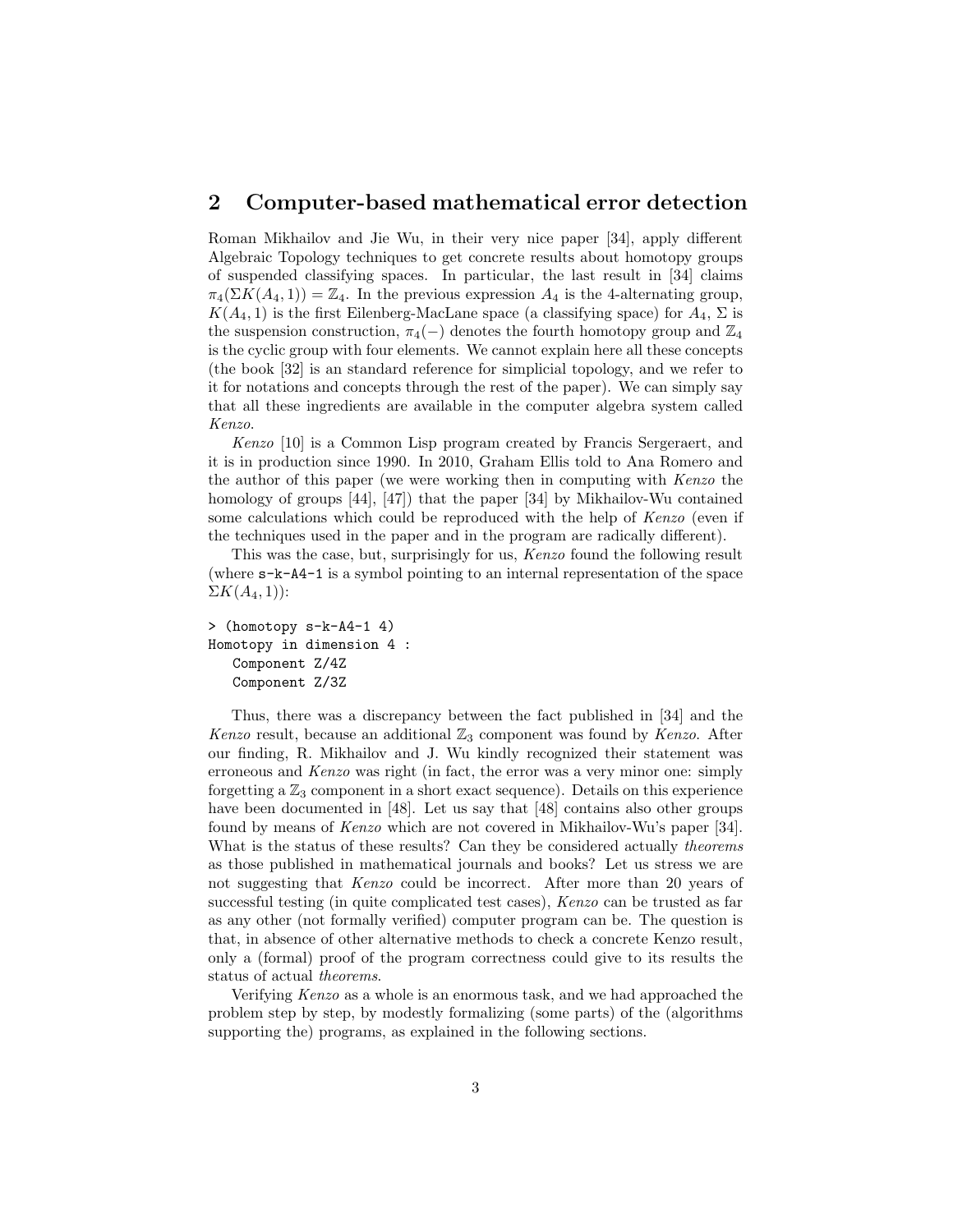## 2 Computer-based mathematical error detection

Roman Mikhailov and Jie Wu, in their very nice paper [34], apply different Algebraic Topology techniques to get concrete results about homotopy groups of suspended classifying spaces. In particular, the last result in [34] claims $\pi_4(\Sigma K(A_4, 1)) = \mathbb{Z}_4$. In the previous expression $A_4$ is the 4-alternating group, $K(A_4, 1)$ is the first Eilenberg-MacLane space (a classifying space) for $A_4$, $\Sigma$ is the suspension construction, $\pi_4(-)$ denotes the fourth homotopy group and $\mathbb{Z}_4$ is the cyclic group with four elements. We cannot explain here all these concepts (the book [32] is an standard reference for simplicial topology, and we refer to it for notations and concepts through the rest of the paper). We can simply say that all these ingredients are available in the computer algebra system called *Kenzo*.

*Kenzo* [10] is a Common Lisp program created by Francis Sergeraert, and it is in production since 1990. In 2010, Graham Ellis told to Ana Romero and the author of this paper (we were working then in computing with *Kenzo* the homology of groups [44], [47]) that the paper [34] by Mikhailov-Wu contained some calculations which could be reproduced with the help of *Kenzo* (even if the techniques used in the paper and in the program are radically different).

This was the case, but, surprisingly for us, *Kenzo* found the following result (where `s-k-A4-1` is a symbol pointing to an internal representation of the space $\Sigma K(A_4, 1)$):

```
> (homotopy s-k-A4-1 4)
Homotopy in dimension 4 :
   Component Z/4Z
   Component Z/3Z
```

Thus, there was a discrepancy between the fact published in [34] and the *Kenzo* result, because an additional $\mathbb{Z}_3$ component was found by *Kenzo*. After our finding, R. Mikhailov and J. Wu kindly recognized their statement was erroneous and *Kenzo* was right (in fact, the error was a very minor one: simply forgetting a $\mathbb{Z}_3$ component in a short exact sequence). Details on this experience have been documented in [48]. Let us say that [48] contains also other groups found by means of *Kenzo* which are not covered in Mikhailov-Wu's paper [34]. What is the status of these results? Can they be considered actually *theorems* as those published in mathematical journals and books? Let us stress we are not suggesting that *Kenzo* could be incorrect. After more than 20 years of successful testing (in quite complicated test cases), *Kenzo* can be trusted as far as any other (not formally verified) computer program can be. The question is that, in absence of other alternative methods to check a concrete Kenzo result, only a (formal) proof of the program correctness could give to its results the status of actual *theorems*.

Verifying *Kenzo* as a whole is an enormous task, and we had approached the problem step by step, by modestly formalizing (some parts) of the (algorithms supporting the) programs, as explained in the following sections.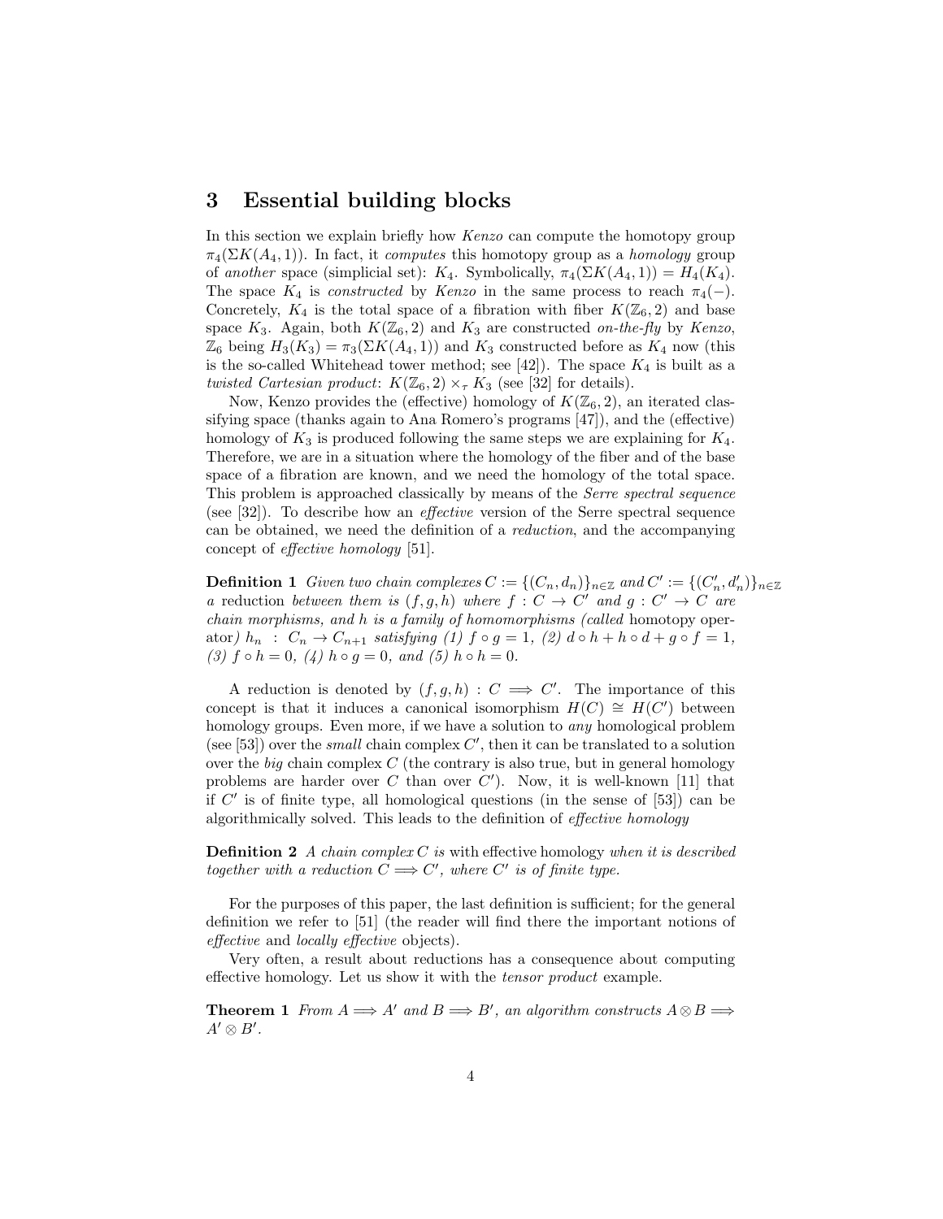## 3 Essential building blocks

In this section we explain briefly how *Kenzo* can compute the homotopy group $\pi_4(\Sigma K(A_4, 1))$. In fact, it *computes* this homotopy group as a *homology* group of *another* space (simplicial set): $K_4$. Symbolically, $\pi_4(\Sigma K(A_4, 1)) = H_4(K_4)$. The space $K_4$ is *constructed* by *Kenzo* in the same process to reach $\pi_4(-)$. Concretely, $K_4$ is the total space of a fibration with fiber $K(\mathbb{Z}_6, 2)$ and base space $K_3$. Again, both $K(\mathbb{Z}_6, 2)$ and $K_3$ are constructed *on-the-fly* by *Kenzo*, $\mathbb{Z}_6$ being $H_3(K_3) = \pi_3(\Sigma K(A_4, 1))$ and $K_3$ constructed before as $K_4$ now (this is the so-called Whitehead tower method; see [42]). The space $K_4$ is built as a *twisted Cartesian product*: $K(\mathbb{Z}_6, 2) \times_\tau K_3$ (see [32] for details).

Now, Kenzo provides the (effective) homology of $K(\mathbb{Z}_6, 2)$, an iterated classifying space (thanks again to Ana Romero's programs [47]), and the (effective) homology of $K_3$ is produced following the same steps we are explaining for $K_4$. Therefore, we are in a situation where the homology of the fiber and of the base space of a fibration are known, and we need the homology of the total space. This problem is approached classically by means of the *Serre spectral sequence* (see [32]). To describe how an *effective* version of the Serre spectral sequence can be obtained, we need the definition of a *reduction*, and the accompanying concept of *effective homology* [51].

**Definition 1** *Given two chain complexes $C := \{(C_n, d_n)\}_{n\in\mathbb{Z}}$ and $C' := \{(C'_n, d'_n)\}_{n\in\mathbb{Z}}$ a* reduction *between them is $(f, g, h)$ where $f : C \to C'$ and $g : C' \to C$ are chain morphisms, and $h$ is a family of homomorphisms (called* homotopy operator*) $h_n : C_n \to C_{n+1}$ satisfying (1) $f \circ g = 1$, (2) $d \circ h + h \circ d + g \circ f = 1$, (3) $f \circ h = 0$, (4) $h \circ g = 0$, and (5) $h \circ h = 0$.*

A reduction is denoted by $(f, g, h) : C \Longrightarrow C'$. The importance of this concept is that it induces a canonical isomorphism $H(C) \cong H(C')$ between homology groups. Even more, if we have a solution to *any* homological problem (see [53]) over the *small* chain complex $C'$, then it can be translated to a solution over the *big* chain complex $C$ (the contrary is also true, but in general homology problems are harder over $C$ than over $C'$). Now, it is well-known [11] that if $C'$ is of finite type, all homological questions (in the sense of [53]) can be algorithmically solved. This leads to the definition of *effective homology*

**Definition 2** *A chain complex $C$ is* with effective homology *when it is described together with a reduction $C \Longrightarrow C'$, where $C'$ is of finite type.*

For the purposes of this paper, the last definition is sufficient; for the general definition we refer to [51] (the reader will find there the important notions of *effective* and *locally effective* objects).

Very often, a result about reductions has a consequence about computing effective homology. Let us show it with the *tensor product* example.

**Theorem 1** *From $A \Longrightarrow A'$ and $B \Longrightarrow B'$, an algorithm constructs $A \otimes B \Longrightarrow A' \otimes B'$.*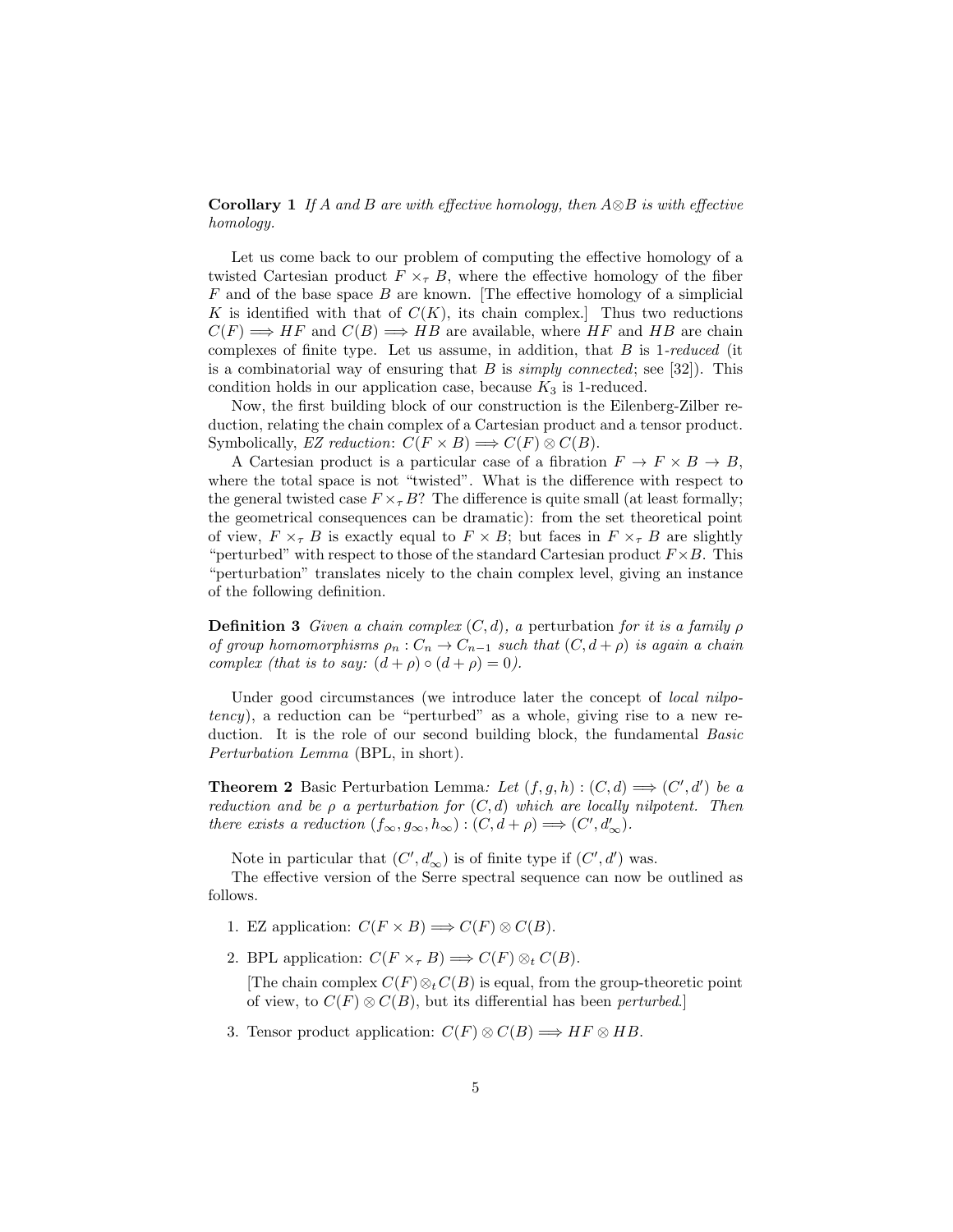**Corollary 1** *If $A$ and $B$ are with effective homology, then $A \otimes B$ is with effective homology.*

Let us come back to our problem of computing the effective homology of a twisted Cartesian product $F \times_\tau B$, where the effective homology of the fiber $F$ and of the base space $B$ are known. [The effective homology of a simplicial $K$ is identified with that of $C(K)$, its chain complex.] Thus two reductions $C(F) \Longrightarrow HF$ and $C(B) \Longrightarrow HB$ are available, where $HF$ and $HB$ are chain complexes of finite type. Let us assume, in addition, that $B$ is 1-*reduced* (it is a combinatorial way of ensuring that $B$ is *simply connected*; see [32]). This condition holds in our application case, because $K_3$ is 1-reduced.

Now, the first building block of our construction is the Eilenberg-Zilber reduction, relating the chain complex of a Cartesian product and a tensor product. Symbolically, *EZ reduction*: $C(F \times B) \Longrightarrow C(F) \otimes C(B)$.

A Cartesian product is a particular case of a fibration $F \to F \times B \to B$, where the total space is not "twisted". What is the difference with respect to the general twisted case $F \times_\tau B$? The difference is quite small (at least formally; the geometrical consequences can be dramatic): from the set theoretical point of view, $F \times_\tau B$ is exactly equal to $F \times B$; but faces in $F \times_\tau B$ are slightly "perturbed" with respect to those of the standard Cartesian product $F \times B$. This "perturbation" translates nicely to the chain complex level, giving an instance of the following definition.

**Definition 3** *Given a chain complex $(C, d)$, a* perturbation *for it is a family $\rho$ of group homomorphisms $\rho_n : C_n \to C_{n-1}$ such that $(C, d + \rho)$ is again a chain complex (that is to say: $(d + \rho) \circ (d + \rho) = 0$).*

Under good circumstances (we introduce later the concept of *local nilpotency*), a reduction can be "perturbed" as a whole, giving rise to a new reduction. It is the role of our second building block, the fundamental *Basic Perturbation Lemma* (BPL, in short).

**Theorem 2** Basic Perturbation Lemma*: Let $(f, g, h) : (C, d) \Longrightarrow (C', d')$ be a reduction and be $\rho$ a perturbation for $(C, d)$ which are locally nilpotent. Then there exists a reduction $(f_\infty, g_\infty, h_\infty) : (C, d + \rho) \Longrightarrow (C', d'_\infty)$.*

Note in particular that $(C', d'_\infty)$ is of finite type if $(C', d')$ was.

The effective version of the Serre spectral sequence can now be outlined as follows.

1. EZ application: $C(F \times B) \Longrightarrow C(F) \otimes C(B)$.
2. BPL application: $C(F \times_\tau B) \Longrightarrow C(F) \otimes_t C(B)$.

   [The chain complex $C(F) \otimes_t C(B)$ is equal, from the group-theoretic point of view, to $C(F) \otimes C(B)$, but its differential has been *perturbed*.]
3. Tensor product application: $C(F) \otimes C(B) \Longrightarrow HF \otimes HB$.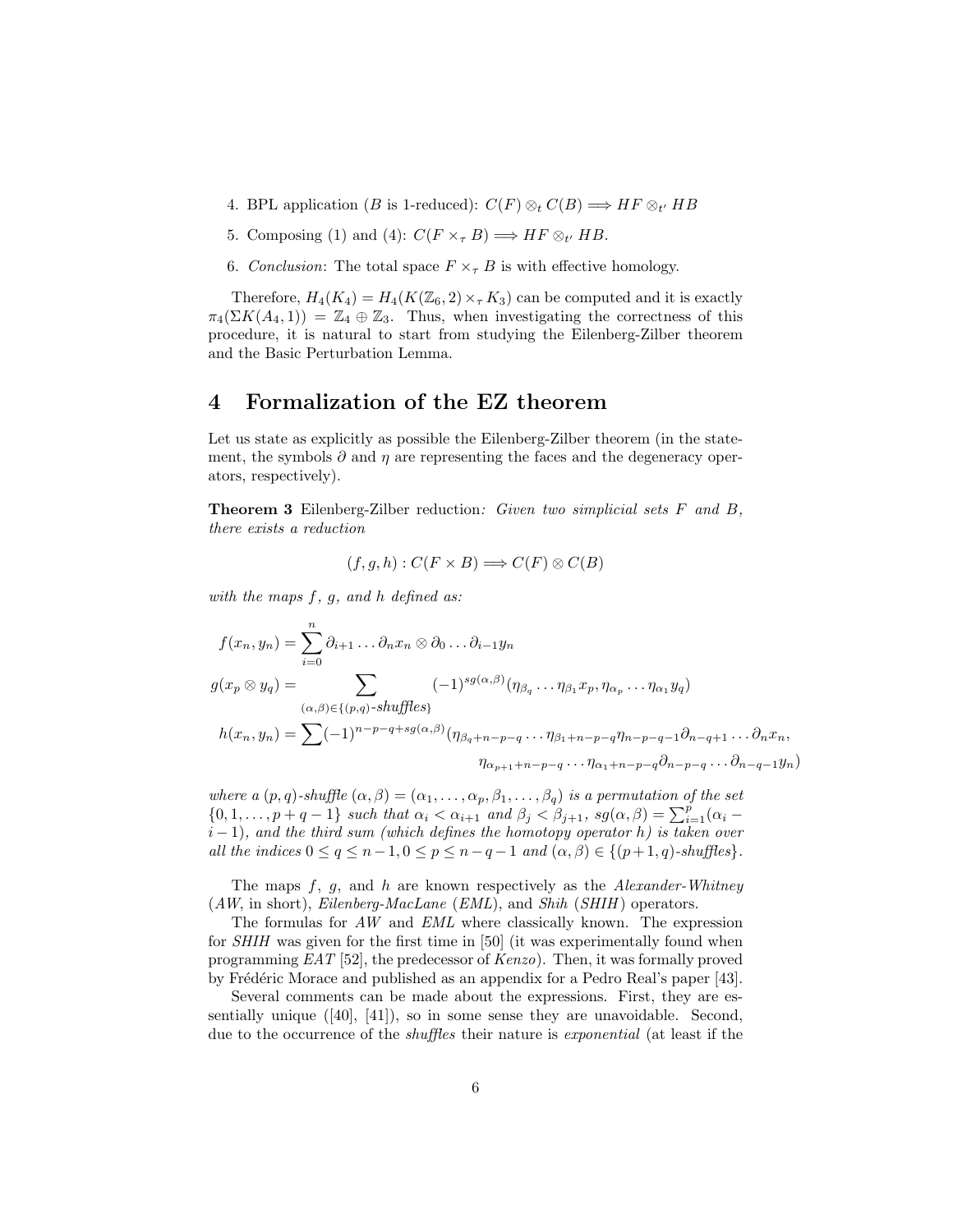4. BPL application ($B$ is 1-reduced): $C(F) \otimes_t C(B) \Longrightarrow HF \otimes_{t'} HB$
5. Composing (1) and (4): $C(F \times_\tau B) \Longrightarrow HF \otimes_{t'} HB$.
6. *Conclusion*: The total space $F \times_\tau B$ is with effective homology.

Therefore, $H_4(K_4) = H_4(K(\mathbb{Z}_6, 2) \times_\tau K_3)$ can be computed and it is exactly $\pi_4(\Sigma K(A_4, 1)) = \mathbb{Z}_4 \oplus \mathbb{Z}_3$. Thus, when investigating the correctness of this procedure, it is natural to start from studying the Eilenberg-Zilber theorem and the Basic Perturbation Lemma.

# 4 Formalization of the EZ theorem

Let us state as explicitly as possible the Eilenberg-Zilber theorem (in the statement, the symbols $\partial$ and $\eta$ are representing the faces and the degeneracy operators, respectively).

**Theorem 3** Eilenberg-Zilber reduction*: Given two simplicial sets $F$ and $B$, there exists a reduction*

$$(f, g, h) : C(F \times B) \Longrightarrow C(F) \otimes C(B)$$

*with the maps $f$, $g$, and $h$ defined as:*

$$f(x_n, y_n) = \sum_{i=0}^{n} \partial_{i+1} \dots \partial_n x_n \otimes \partial_0 \dots \partial_{i-1} y_n$$

$$g(x_p \otimes y_q) = \sum_{(\alpha,\beta) \in \{(p,q)\text{-shuffles}\}} (-1)^{sg(\alpha,\beta)} (\eta_{\beta_q} \dots \eta_{\beta_1} x_p, \eta_{\alpha_p} \dots \eta_{\alpha_1} y_q)$$

$$h(x_n, y_n) = \sum (-1)^{n-p-q+sg(\alpha,\beta)} (\eta_{\beta_q+n-p-q} \dots \eta_{\beta_1+n-p-q} \eta_{n-p-q-1} \partial_{n-q+1} \dots \partial_n x_n,$$
$$\eta_{\alpha_{p+1}+n-p-q} \dots \eta_{\alpha_1+n-p-q} \partial_{n-p-q} \dots \partial_{n-q-1} y_n)$$

*where a $(p,q)$-shuffle $(\alpha, \beta) = (\alpha_1, \dots, \alpha_p, \beta_1, \dots, \beta_q)$ is a permutation of the set $\{0, 1, \dots, p+q-1\}$ such that $\alpha_i < \alpha_{i+1}$ and $\beta_j < \beta_{j+1}$, $sg(\alpha, \beta) = \sum_{i=1}^{p} (\alpha_i - i - 1)$, and the third sum (which defines the homotopy operator $h$) is taken over all the indices $0 \leq q \leq n-1, 0 \leq p \leq n-q-1$ and $(\alpha, \beta) \in \{(p+1, q)\text{-shuffles}\}$.*

The maps $f$, $g$, and $h$ are known respectively as the *Alexander-Whitney* (*AW*, in short), *Eilenberg-MacLane* (*EML*), and *Shih* (*SHIH*) operators.

The formulas for *AW* and *EML* where classically known. The expression for *SHIH* was given for the first time in [50] (it was experimentally found when programming *EAT* [52], the predecessor of *Kenzo*). Then, it was formally proved by Frédéric Morace and published as an appendix for a Pedro Real's paper [43].

Several comments can be made about the expressions. First, they are essentially unique ([40], [41]), so in some sense they are unavoidable. Second, due to the occurrence of the *shuffles* their nature is *exponential* (at least if the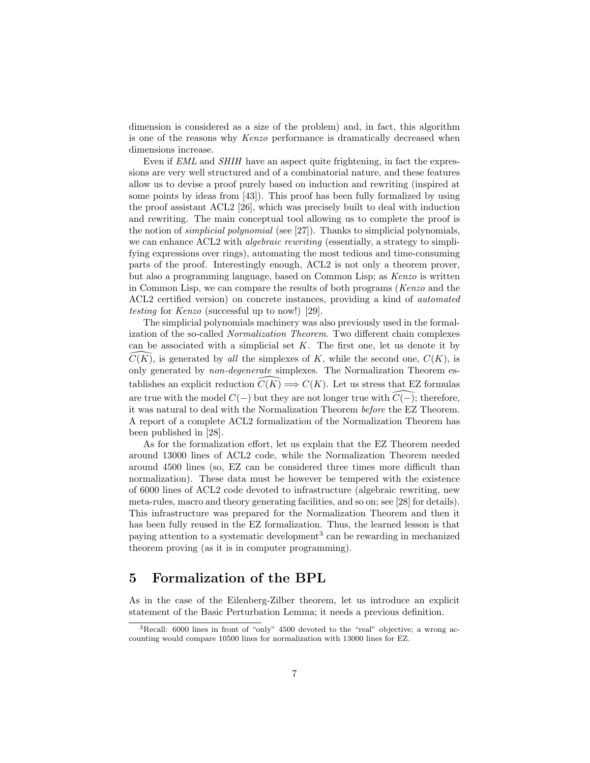dimension is considered as a size of the problem) and, in fact, this algorithm is one of the reasons why *Kenzo* performance is dramatically decreased when dimensions increase.

Even if *EML* and *SHIH* have an aspect quite frightening, in fact the expressions are very well structured and of a combinatorial nature, and these features allow us to devise a proof purely based on induction and rewriting (inspired at some points by ideas from [43]). This proof has been fully formalized by using the proof assistant ACL2 [26], which was precisely built to deal with induction and rewriting. The main conceptual tool allowing us to complete the proof is the notion of *simplicial polynomial* (see [27]). Thanks to simplicial polynomials, we can enhance ACL2 with *algebraic rewriting* (essentially, a strategy to simplifying expressions over rings), automating the most tedious and time-consuming parts of the proof. Interestingly enough, ACL2 is not only a theorem prover, but also a programming language, based on Common Lisp; as *Kenzo* is written in Common Lisp, we can compare the results of both programs (*Kenzo* and the ACL2 certified version) on concrete instances, providing a kind of *automated testing* for *Kenzo* (successful up to now!) [29].

The simplicial polynomials machinery was also previously used in the formalization of the so-called *Normalization Theorem*. Two different chain complexes can be associated with a simplicial set $K$. The first one, let us denote it by $\widehat{C(K)}$, is generated by *all* the simplexes of $K$, while the second one, $C(K)$, is only generated by *non-degenerate* simplexes. The Normalization Theorem establishes an explicit reduction $\widehat{C(K)} \Longrightarrow C(K)$. Let us stress that EZ formulas are true with the model $C(-)$ but they are not longer true with $\widehat{C(-)}$; therefore, it was natural to deal with the Normalization Theorem *before* the EZ Theorem. A report of a complete ACL2 formalization of the Normalization Theorem has been published in [28].

As for the formalization effort, let us explain that the EZ Theorem needed around 13000 lines of ACL2 code, while the Normalization Theorem needed around 4500 lines (so, EZ can be considered three times more difficult than normalization). These data must be however be tempered with the existence of 6000 lines of ACL2 code devoted to infrastructure (algebraic rewriting, new meta-rules, macro and theory generating facilities, and so on; see [28] for details). This infrastructure was prepared for the Normalization Theorem and then it has been fully reused in the EZ formalization. Thus, the learned lesson is that paying attention to a systematic development[3] can be rewarding in mechanized theorem proving (as it is in computer programming).

## 5 Formalization of the BPL

As in the case of the Eilenberg-Zilber theorem, let us introduce an explicit statement of the Basic Perturbation Lemma; it needs a previous definition.

[3] Recall: 6000 lines in front of "only" 4500 devoted to the "real" objective; a wrong accounting would compare 10500 lines for normalization with 13000 lines for EZ.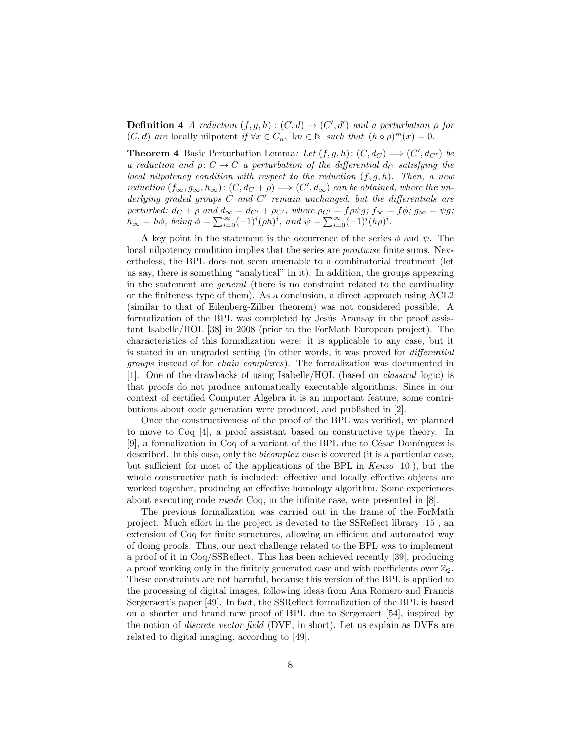**Definition 4** *A reduction* $(f, g, h) : (C, d) \to (C', d')$ *and a perturbation* $\rho$ *for* $(C, d)$ *are* locally nilpotent *if* $\forall x \in C_n, \exists m \in \mathbb{N}$ *such that* $(h \circ \rho)^m(x) = 0$.

**Theorem 4** Basic Perturbation Lemma*: Let* $(f, g, h) \colon (C, d_C) \Longrightarrow (C', d_{C'})$ *be a reduction and* $\rho \colon C \to C$ *a perturbation of the differential* $d_C$ *satisfying the local nilpotency condition with respect to the reduction* $(f, g, h)$*. Then, a new reduction* $(f_\infty, g_\infty, h_\infty) \colon (C, d_C + \rho) \Longrightarrow (C', d_\infty)$ *can be obtained, where the underlying graded groups* $C$ *and* $C'$ *remain unchanged, but the differentials are perturbed:* $d_C + \rho$ *and* $d_\infty = d_{C'} + \rho_{C'}$*, where* $\rho_{C'} = f\rho\psi g$*;* $f_\infty = f\phi$*;* $g_\infty = \psi g$*;* $h_\infty = h\phi$*, being* $\phi = \sum_{i=0}^{\infty}(-1)^i(\rho h)^i$*, and* $\psi = \sum_{i=0}^{\infty}(-1)^i(h\rho)^i$*.*

A key point in the statement is the occurrence of the series $\phi$ and $\psi$. The local nilpotency condition implies that the series are *pointwise* finite sums. Nevertheless, the BPL does not seem amenable to a combinatorial treatment (let us say, there is something "analytical" in it). In addition, the groups appearing in the statement are *general* (there is no constraint related to the cardinality or the finiteness type of them). As a conclusion, a direct approach using ACL2 (similar to that of Eilenberg-Zilber theorem) was not considered possible. A formalization of the BPL was completed by Jesús Aransay in the proof assistant Isabelle/HOL [38] in 2008 (prior to the ForMath European project). The characteristics of this formalization were: it is applicable to any case, but it is stated in an ungraded setting (in other words, it was proved for *differential groups* instead of for *chain complexes*). The formalization was documented in [1]. One of the drawbacks of using Isabelle/HOL (based on *classical* logic) is that proofs do not produce automatically executable algorithms. Since in our context of certified Computer Algebra it is an important feature, some contributions about code generation were produced, and published in [2].

Once the constructiveness of the proof of the BPL was verified, we planned to move to Coq [4], a proof assistant based on constructive type theory. In [9], a formalization in Coq of a variant of the BPL due to César Domínguez is described. In this case, only the *bicomplex* case is covered (it is a particular case, but sufficient for most of the applications of the BPL in *Kenzo* [10]), but the whole constructive path is included: effective and locally effective objects are worked together, producing an effective homology algorithm. Some experiences about executing code *inside* Coq, in the infinite case, were presented in [8].

The previous formalization was carried out in the frame of the ForMath project. Much effort in the project is devoted to the SSReflect library [15], an extension of Coq for finite structures, allowing an efficient and automated way of doing proofs. Thus, our next challenge related to the BPL was to implement a proof of it in Coq/SSReflect. This has been achieved recently [39], producing a proof working only in the finitely generated case and with coefficients over $\mathbb{Z}_2$. These constraints are not harmful, because this version of the BPL is applied to the processing of digital images, following ideas from Ana Romero and Francis Sergeraert's paper [49]. In fact, the SSReflect formalization of the BPL is based on a shorter and brand new proof of BPL due to Sergeraert [54], inspired by the notion of *discrete vector field* (DVF, in short). Let us explain as DVFs are related to digital imaging, according to [49].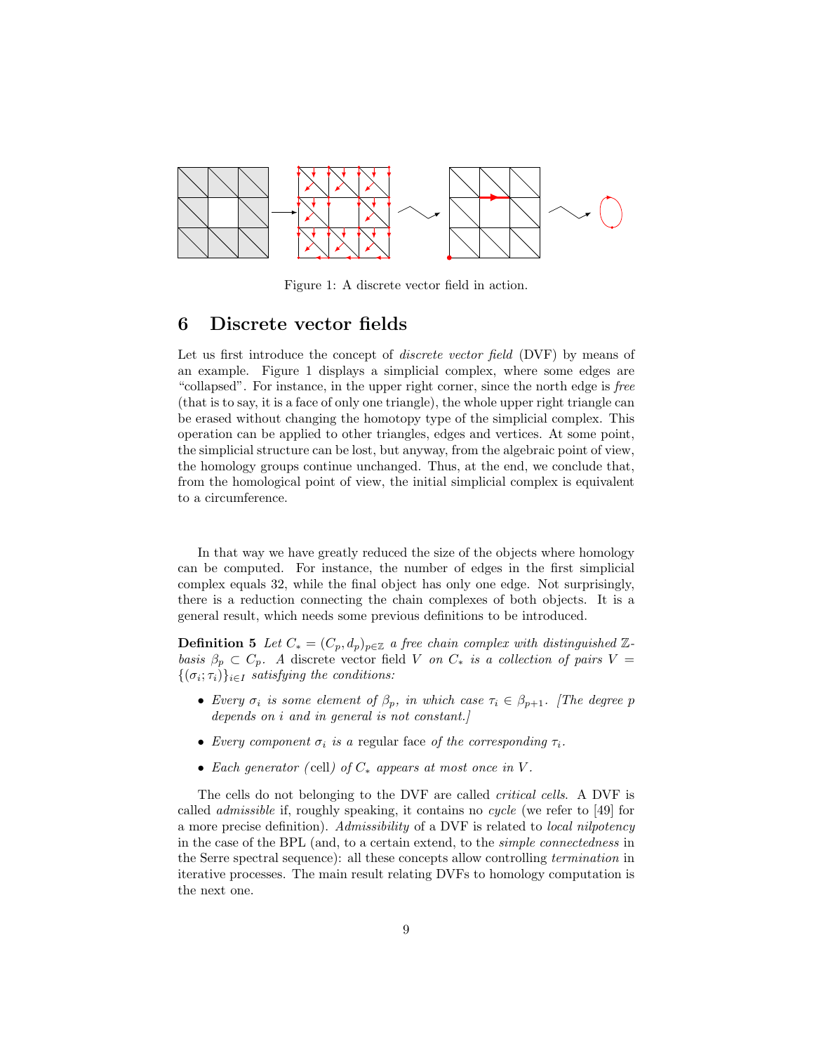Figure 1: A discrete vector field in action.

## 6 Discrete vector fields

Let us first introduce the concept of *discrete vector field* (DVF) by means of an example. Figure 1 displays a simplicial complex, where some edges are "collapsed". For instance, in the upper right corner, since the north edge is *free* (that is to say, it is a face of only one triangle), the whole upper right triangle can be erased without changing the homotopy type of the simplicial complex. This operation can be applied to other triangles, edges and vertices. At some point, the simplicial structure can be lost, but anyway, from the algebraic point of view, the homology groups continue unchanged. Thus, at the end, we conclude that, from the homological point of view, the initial simplicial complex is equivalent to a circumference.

In that way we have greatly reduced the size of the objects where homology can be computed. For instance, the number of edges in the first simplicial complex equals 32, while the final object has only one edge. Not surprisingly, there is a reduction connecting the chain complexes of both objects. It is a general result, which needs some previous definitions to be introduced.

**Definition 5** *Let $C_* = (C_p, d_p)_{p\in\mathbb{Z}}$ a free chain complex with distinguished $\mathbb{Z}$-basis $\beta_p \subset C_p$. A* discrete vector field *$V$ on $C_*$ is a collection of pairs $V = \{(\sigma_i; \tau_i)\}_{i\in I}$ satisfying the conditions:*

- *Every $\sigma_i$ is some element of $\beta_p$, in which case $\tau_i \in \beta_{p+1}$. [The degree $p$ depends on $i$ and in general is not constant.]*
- *Every component $\sigma_i$ is a* regular face *of the corresponding $\tau_i$.*
- *Each generator (*cell*) of $C_*$ appears at most once in $V$.*

The cells do not belonging to the DVF are called *critical cells*. A DVF is called *admissible* if, roughly speaking, it contains no *cycle* (we refer to [49] for a more precise definition). *Admissibility* of a DVF is related to *local nilpotency* in the case of the BPL (and, to a certain extend, to the *simple connectedness* in the Serre spectral sequence): all these concepts allow controlling *termination* in iterative processes. The main result relating DVFs to homology computation is the next one.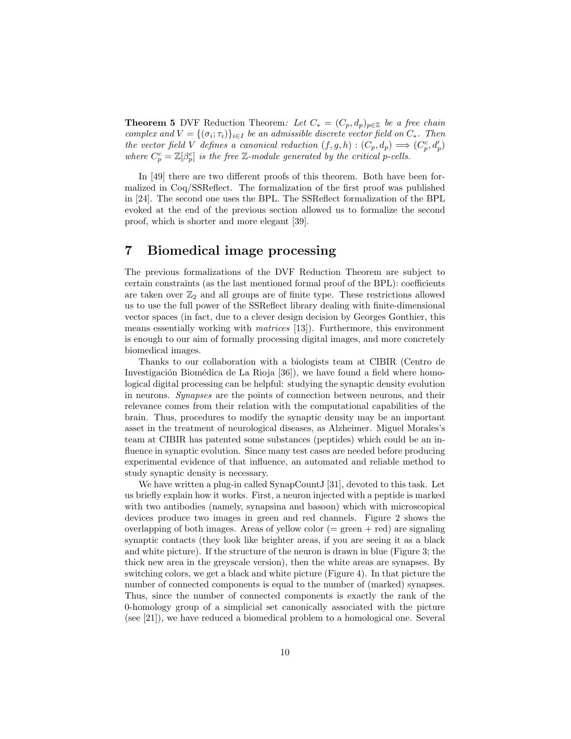**Theorem 5** DVF Reduction Theorem*: Let $C_* = (C_p, d_p)_{p\in\mathbb{Z}}$ be a free chain complex and $V = \{(\sigma_i; \tau_i)\}_{i\in I}$ be an admissible discrete vector field on $C_*$. Then the vector field $V$ defines a canonical reduction $(f, g, h) : (C_p, d_p) \Longrightarrow (C_p^c, d_p')$ where $C_p^c = \mathbb{Z}[\beta_p^c]$ is the free $\mathbb{Z}$-module generated by the critical p-cells.*

In [49] there are two different proofs of this theorem. Both have been formalized in Coq/SSReflect. The formalization of the first proof was published in [24]. The second one uses the BPL. The SSReflect formalization of the BPL evoked at the end of the previous section allowed us to formalize the second proof, which is shorter and more elegant [39].

# 7 Biomedical image processing

The previous formalizations of the DVF Reduction Theorem are subject to certain constraints (as the last mentioned formal proof of the BPL): coefficients are taken over $\mathbb{Z}_2$ and all groups are of finite type. These restrictions allowed us to use the full power of the SSReflect library dealing with finite-dimensional vector spaces (in fact, due to a clever design decision by Georges Gonthier, this means essentially working with *matrices* [13]). Furthermore, this environment is enough to our aim of formally processing digital images, and more concretely biomedical images.

Thanks to our collaboration with a biologists team at CIBIR (Centro de Investigación Biomédica de La Rioja [36]), we have found a field where homological digital processing can be helpful: studying the synaptic density evolution in neurons. *Synapses* are the points of connection between neurons, and their relevance comes from their relation with the computational capabilities of the brain. Thus, procedures to modify the synaptic density may be an important asset in the treatment of neurological diseases, as Alzheimer. Miguel Morales's team at CIBIR has patented some substances (peptides) which could be an influence in synaptic evolution. Since many test cases are needed before producing experimental evidence of that influence, an automated and reliable method to study synaptic density is necessary.

We have written a plug-in called SynapCountJ [31], devoted to this task. Let us briefly explain how it works. First, a neuron injected with a peptide is marked with two antibodies (namely, synapsina and basoon) which with microscopical devices produce two images in green and red channels. Figure 2 shows the overlapping of both images. Areas of yellow color (= green + red) are signaling synaptic contacts (they look like brighter areas, if you are seeing it as a black and white picture). If the structure of the neuron is drawn in blue (Figure 3; the thick new area in the greyscale version), then the white areas are synapses. By switching colors, we get a black and white picture (Figure 4). In that picture the number of connected components is equal to the number of (marked) synapses. Thus, since the number of connected components is exactly the rank of the 0-homology group of a simplicial set canonically associated with the picture (see [21]), we have reduced a biomedical problem to a homological one. Several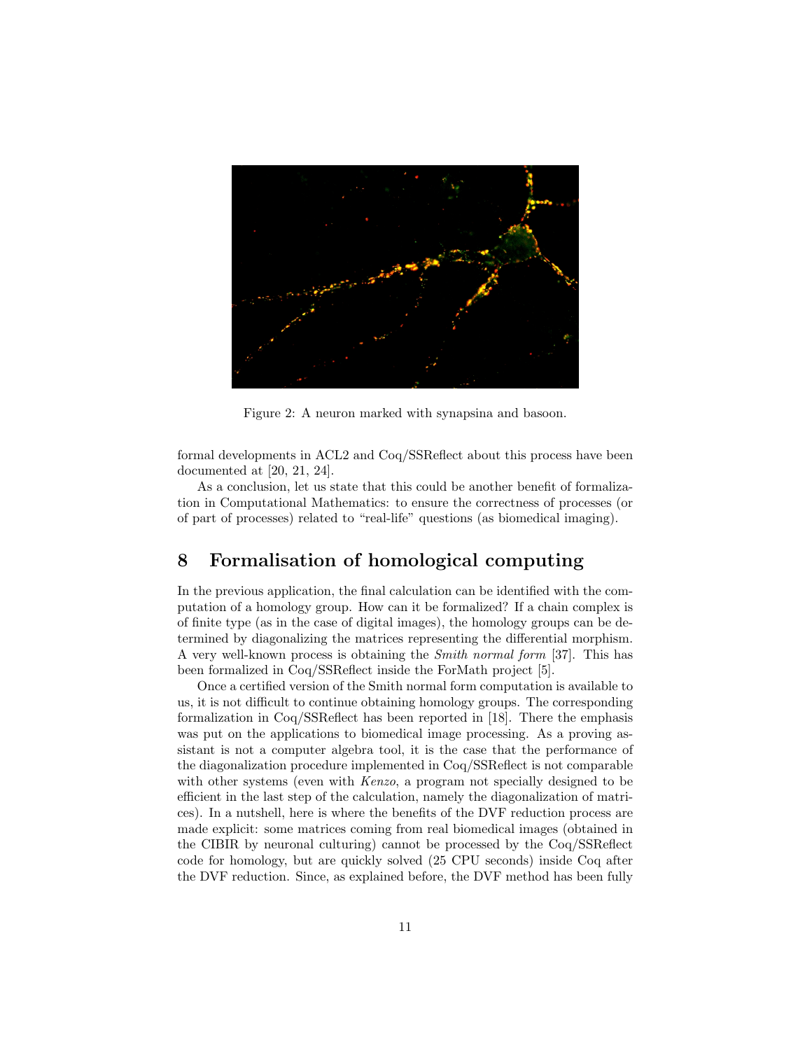Figure 2: A neuron marked with synapsina and basoon.

formal developments in ACL2 and Coq/SSReflect about this process have been documented at [20, 21, 24].

As a conclusion, let us state that this could be another benefit of formalization in Computational Mathematics: to ensure the correctness of processes (or of part of processes) related to "real-life" questions (as biomedical imaging).

## 8 Formalisation of homological computing

In the previous application, the final calculation can be identified with the computation of a homology group. How can it be formalized? If a chain complex is of finite type (as in the case of digital images), the homology groups can be determined by diagonalizing the matrices representing the differential morphism. A very well-known process is obtaining the *Smith normal form* [37]. This has been formalized in Coq/SSReflect inside the ForMath project [5].

Once a certified version of the Smith normal form computation is available to us, it is not difficult to continue obtaining homology groups. The corresponding formalization in Coq/SSReflect has been reported in [18]. There the emphasis was put on the applications to biomedical image processing. As a proving assistant is not a computer algebra tool, it is the case that the performance of the diagonalization procedure implemented in Coq/SSReflect is not comparable with other systems (even with *Kenzo*, a program not specially designed to be efficient in the last step of the calculation, namely the diagonalization of matrices). In a nutshell, here is where the benefits of the DVF reduction process are made explicit: some matrices coming from real biomedical images (obtained in the CIBIR by neuronal culturing) cannot be processed by the Coq/SSReflect code for homology, but are quickly solved (25 CPU seconds) inside Coq after the DVF reduction. Since, as explained before, the DVF method has been fully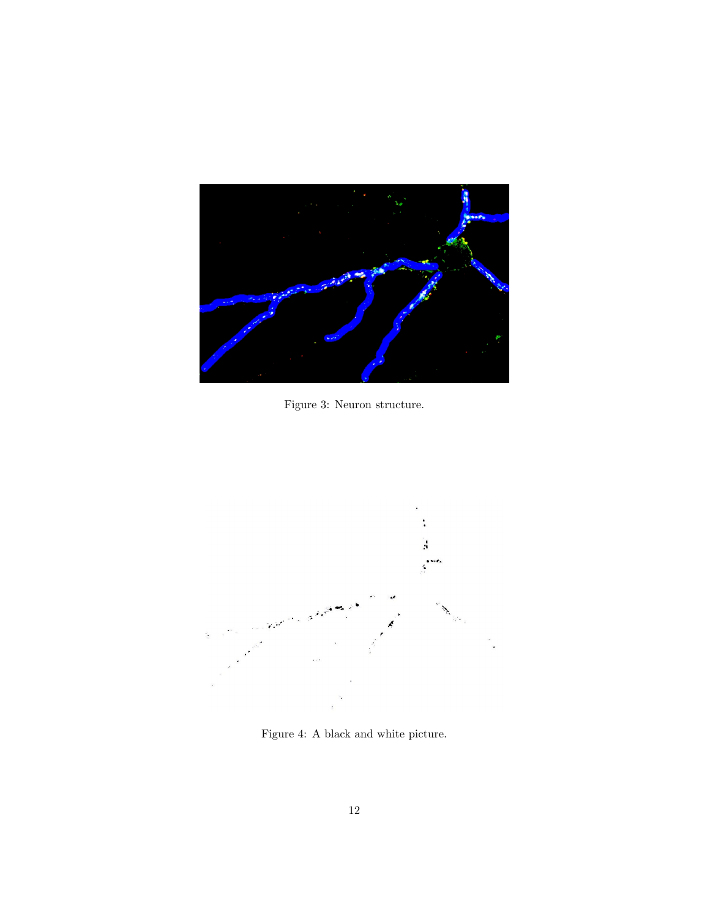Figure 3: Neuron structure.

Figure 4: A black and white picture.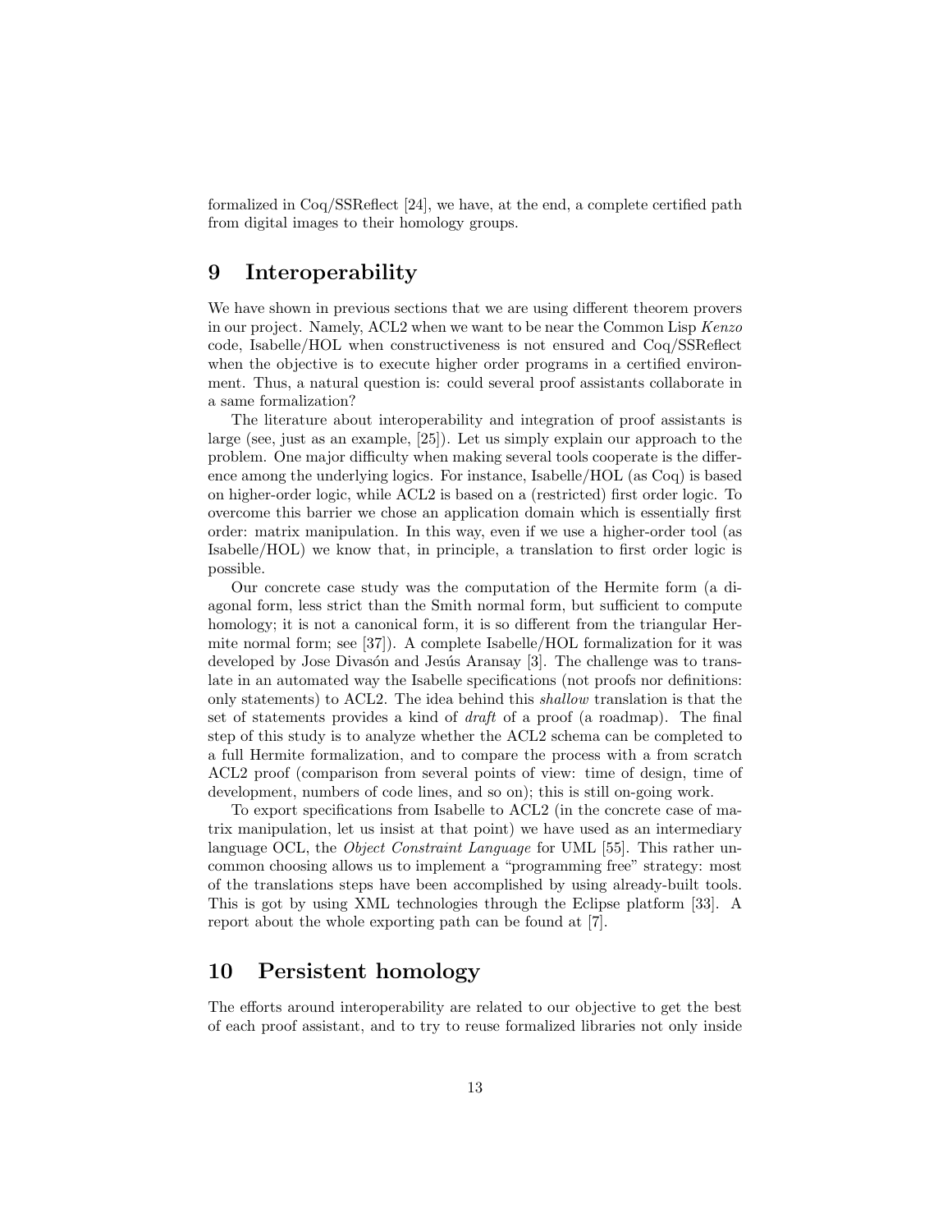formalized in Coq/SSReflect [24], we have, at the end, a complete certified path from digital images to their homology groups.

# 9 Interoperability

We have shown in previous sections that we are using different theorem provers in our project. Namely, ACL2 when we want to be near the Common Lisp *Kenzo* code, Isabelle/HOL when constructiveness is not ensured and Coq/SSReflect when the objective is to execute higher order programs in a certified environment. Thus, a natural question is: could several proof assistants collaborate in a same formalization?

The literature about interoperability and integration of proof assistants is large (see, just as an example, [25]). Let us simply explain our approach to the problem. One major difficulty when making several tools cooperate is the difference among the underlying logics. For instance, Isabelle/HOL (as Coq) is based on higher-order logic, while ACL2 is based on a (restricted) first order logic. To overcome this barrier we chose an application domain which is essentially first order: matrix manipulation. In this way, even if we use a higher-order tool (as Isabelle/HOL) we know that, in principle, a translation to first order logic is possible.

Our concrete case study was the computation of the Hermite form (a diagonal form, less strict than the Smith normal form, but sufficient to compute homology; it is not a canonical form, it is so different from the triangular Hermite normal form; see [37]). A complete Isabelle/HOL formalization for it was developed by Jose Divasón and Jesús Aransay [3]. The challenge was to translate in an automated way the Isabelle specifications (not proofs nor definitions: only statements) to ACL2. The idea behind this *shallow* translation is that the set of statements provides a kind of *draft* of a proof (a roadmap). The final step of this study is to analyze whether the ACL2 schema can be completed to a full Hermite formalization, and to compare the process with a from scratch ACL2 proof (comparison from several points of view: time of design, time of development, numbers of code lines, and so on); this is still on-going work.

To export specifications from Isabelle to ACL2 (in the concrete case of matrix manipulation, let us insist at that point) we have used as an intermediary language OCL, the *Object Constraint Language* for UML [55]. This rather uncommon choosing allows us to implement a "programming free" strategy: most of the translations steps have been accomplished by using already-built tools. This is got by using XML technologies through the Eclipse platform [33]. A report about the whole exporting path can be found at [7].

# 10 Persistent homology

The efforts around interoperability are related to our objective to get the best of each proof assistant, and to try to reuse formalized libraries not only inside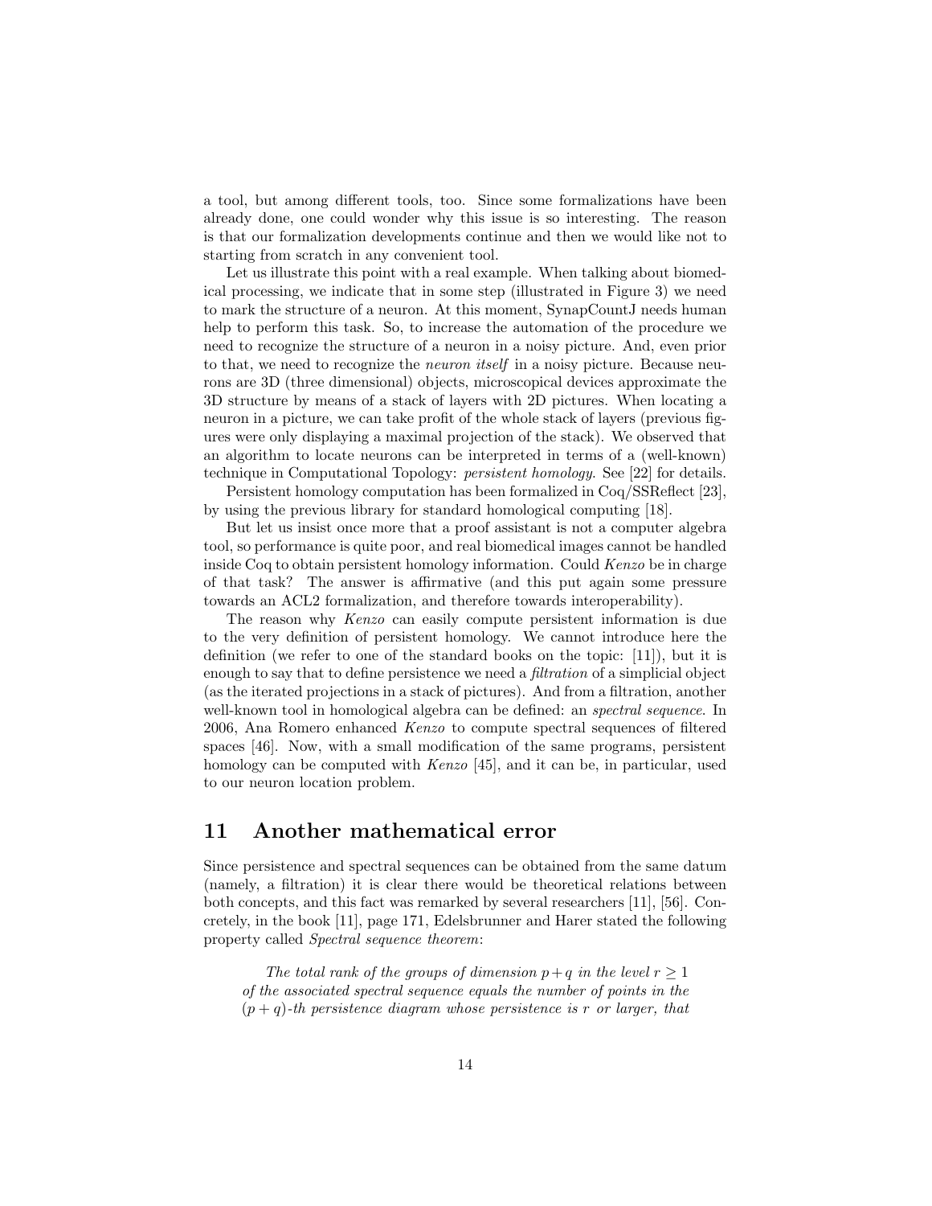a tool, but among different tools, too. Since some formalizations have been already done, one could wonder why this issue is so interesting. The reason is that our formalization developments continue and then we would like not to starting from scratch in any convenient tool.

Let us illustrate this point with a real example. When talking about biomedical processing, we indicate that in some step (illustrated in Figure 3) we need to mark the structure of a neuron. At this moment, SynapCountJ needs human help to perform this task. So, to increase the automation of the procedure we need to recognize the structure of a neuron in a noisy picture. And, even prior to that, we need to recognize the *neuron itself* in a noisy picture. Because neurons are 3D (three dimensional) objects, microscopical devices approximate the 3D structure by means of a stack of layers with 2D pictures. When locating a neuron in a picture, we can take profit of the whole stack of layers (previous figures were only displaying a maximal projection of the stack). We observed that an algorithm to locate neurons can be interpreted in terms of a (well-known) technique in Computational Topology: *persistent homology*. See [22] for details.

Persistent homology computation has been formalized in Coq/SSReflect [23], by using the previous library for standard homological computing [18].

But let us insist once more that a proof assistant is not a computer algebra tool, so performance is quite poor, and real biomedical images cannot be handled inside Coq to obtain persistent homology information. Could *Kenzo* be in charge of that task? The answer is affirmative (and this put again some pressure towards an ACL2 formalization, and therefore towards interoperability).

The reason why *Kenzo* can easily compute persistent information is due to the very definition of persistent homology. We cannot introduce here the definition (we refer to one of the standard books on the topic: [11]), but it is enough to say that to define persistence we need a *filtration* of a simplicial object (as the iterated projections in a stack of pictures). And from a filtration, another well-known tool in homological algebra can be defined: an *spectral sequence*. In 2006, Ana Romero enhanced *Kenzo* to compute spectral sequences of filtered spaces [46]. Now, with a small modification of the same programs, persistent homology can be computed with *Kenzo* [45], and it can be, in particular, used to our neuron location problem.

## 11 Another mathematical error

Since persistence and spectral sequences can be obtained from the same datum (namely, a filtration) it is clear there would be theoretical relations between both concepts, and this fact was remarked by several researchers [11], [56]. Concretely, in the book [11], page 171, Edelsbrunner and Harer stated the following property called *Spectral sequence theorem*:

> *The total rank of the groups of dimension $p+q$ in the level $r \geq 1$ of the associated spectral sequence equals the number of points in the $(p+q)$-th persistence diagram whose persistence is $r$ or larger, that*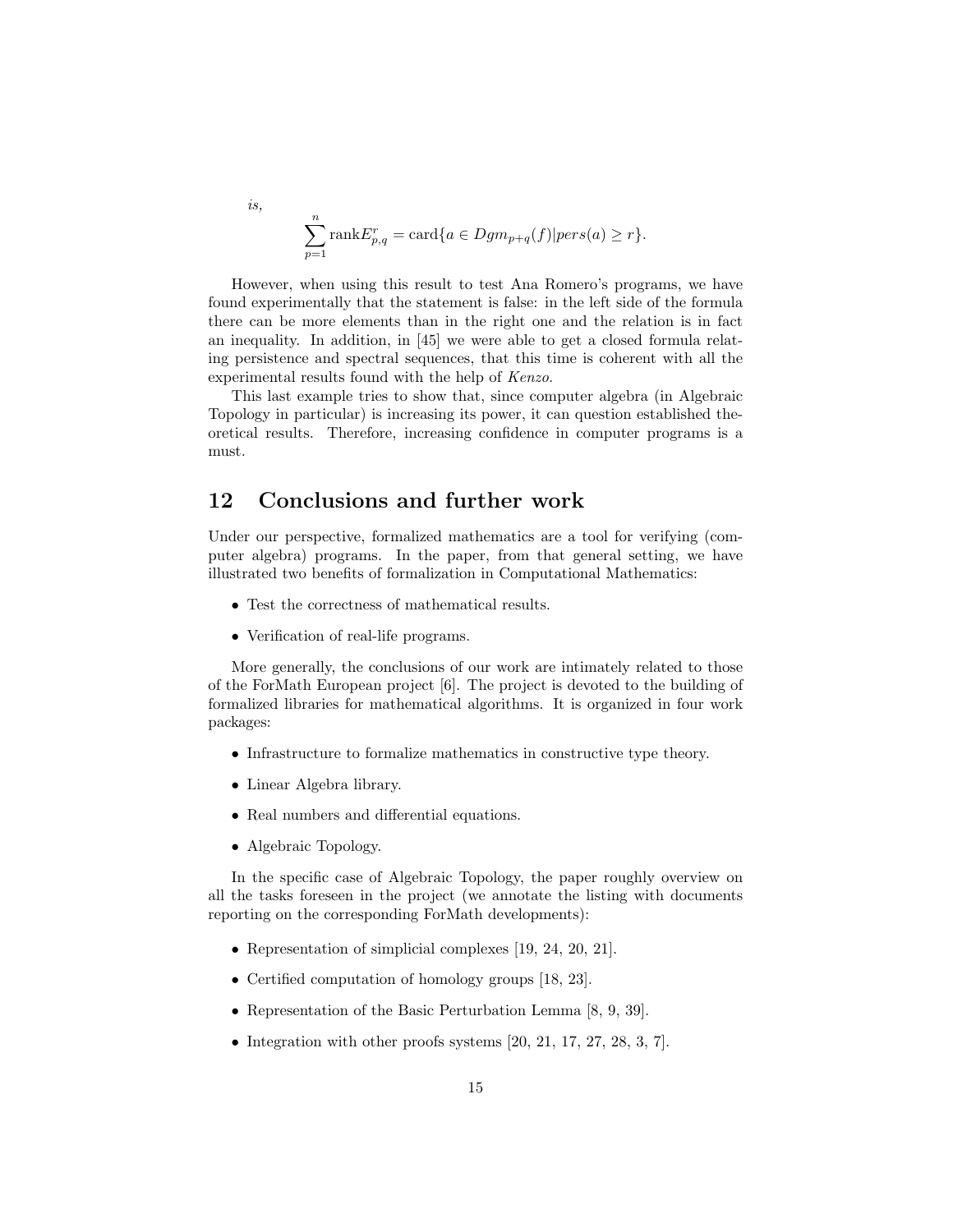*is,*

$$\sum_{p=1}^{n} \text{rank} E^r_{p,q} = \text{card}\{a \in Dgm_{p+q}(f) | pers(a) \geq r\}.$$

However, when using this result to test Ana Romero's programs, we have found experimentally that the statement is false: in the left side of the formula there can be more elements than in the right one and the relation is in fact an inequality. In addition, in [45] we were able to get a closed formula relating persistence and spectral sequences, that this time is coherent with all the experimental results found with the help of *Kenzo*.

This last example tries to show that, since computer algebra (in Algebraic Topology in particular) is increasing its power, it can question established theoretical results. Therefore, increasing confidence in computer programs is a must.

## 12 Conclusions and further work

Under our perspective, formalized mathematics are a tool for verifying (computer algebra) programs. In the paper, from that general setting, we have illustrated two benefits of formalization in Computational Mathematics:

- Test the correctness of mathematical results.
- Verification of real-life programs.

More generally, the conclusions of our work are intimately related to those of the ForMath European project [6]. The project is devoted to the building of formalized libraries for mathematical algorithms. It is organized in four work packages:

- Infrastructure to formalize mathematics in constructive type theory.
- Linear Algebra library.
- Real numbers and differential equations.
- Algebraic Topology.

In the specific case of Algebraic Topology, the paper roughly overview on all the tasks foreseen in the project (we annotate the listing with documents reporting on the corresponding ForMath developments):

- Representation of simplicial complexes [19, 24, 20, 21].
- Certified computation of homology groups [18, 23].
- Representation of the Basic Perturbation Lemma [8, 9, 39].
- Integration with other proofs systems [20, 21, 17, 27, 28, 3, 7].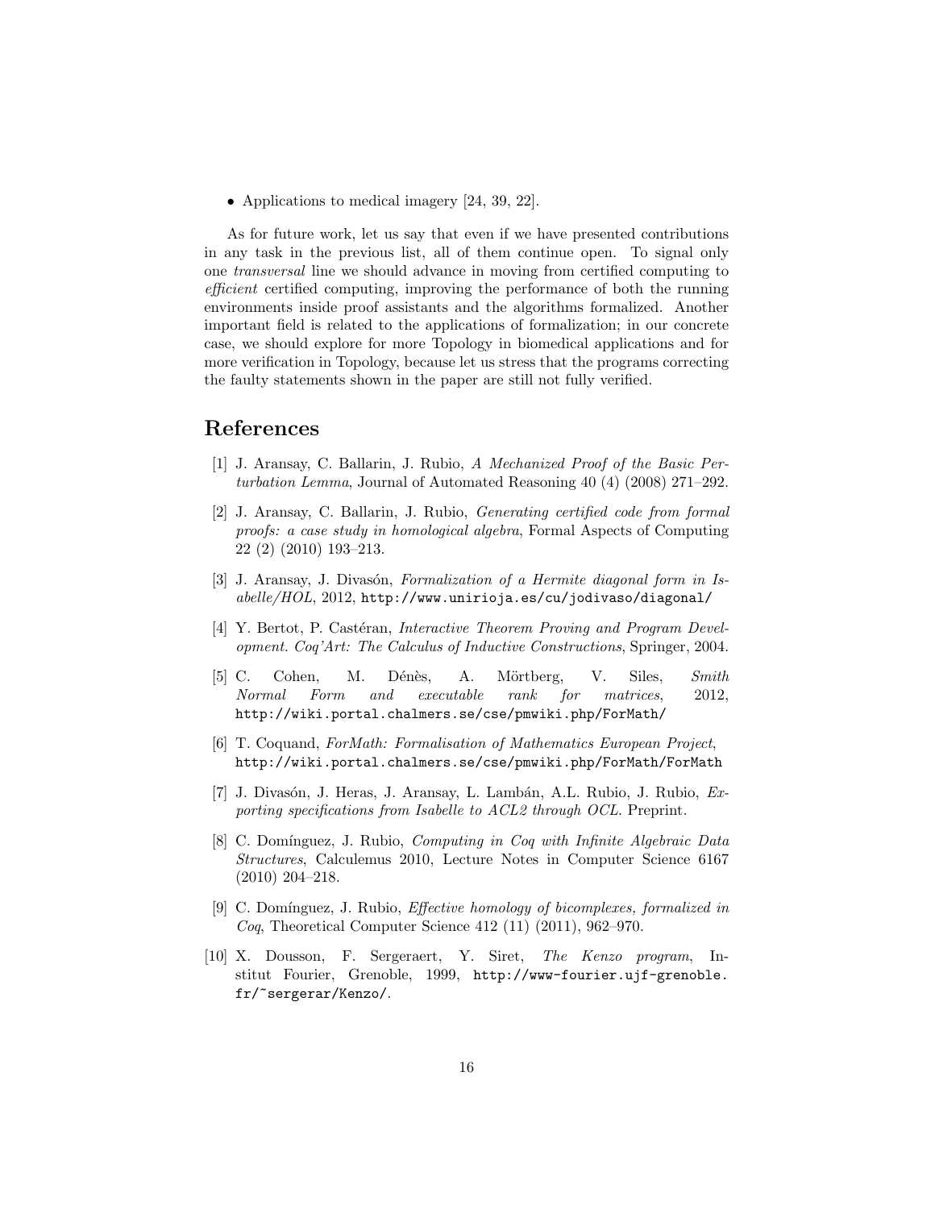- Applications to medical imagery [24, 39, 22].

As for future work, let us say that even if we have presented contributions in any task in the previous list, all of them continue open. To signal only one *transversal* line we should advance in moving from certified computing to *efficient* certified computing, improving the performance of both the running environments inside proof assistants and the algorithms formalized. Another important field is related to the applications of formalization; in our concrete case, we should explore for more Topology in biomedical applications and for more verification in Topology, because let us stress that the programs correcting the faulty statements shown in the paper are still not fully verified.

# References

[1] J. Aransay, C. Ballarin, J. Rubio, *A Mechanized Proof of the Basic Perturbation Lemma*, Journal of Automated Reasoning 40 (4) (2008) 271–292.

[2] J. Aransay, C. Ballarin, J. Rubio, *Generating certified code from formal proofs: a case study in homological algebra*, Formal Aspects of Computing 22 (2) (2010) 193–213.

[3] J. Aransay, J. Divasón, *Formalization of a Hermite diagonal form in Isabelle/HOL*, 2012, `http://www.unirioja.es/cu/jodivaso/diagonal/`

[4] Y. Bertot, P. Castéran, *Interactive Theorem Proving and Program Development. Coq'Art: The Calculus of Inductive Constructions*, Springer, 2004.

[5] C. Cohen, M. Dénès, A. Mörtberg, V. Siles, *Smith Normal Form and executable rank for matrices*, 2012, `http://wiki.portal.chalmers.se/cse/pmwiki.php/ForMath/`

[6] T. Coquand, *ForMath: Formalisation of Mathematics European Project*, `http://wiki.portal.chalmers.se/cse/pmwiki.php/ForMath/ForMath`

[7] J. Divasón, J. Heras, J. Aransay, L. Lambán, A.L. Rubio, J. Rubio, *Exporting specifications from Isabelle to ACL2 through OCL*. Preprint.

[8] C. Domínguez, J. Rubio, *Computing in Coq with Infinite Algebraic Data Structures*, Calculemus 2010, Lecture Notes in Computer Science 6167 (2010) 204–218.

[9] C. Domínguez, J. Rubio, *Effective homology of bicomplexes, formalized in Coq*, Theoretical Computer Science 412 (11) (2011), 962–970.

[10] X. Dousson, F. Sergeraert, Y. Siret, *The Kenzo program*, Institut Fourier, Grenoble, 1999, `http://www-fourier.ujf-grenoble.fr/~sergerar/Kenzo/`.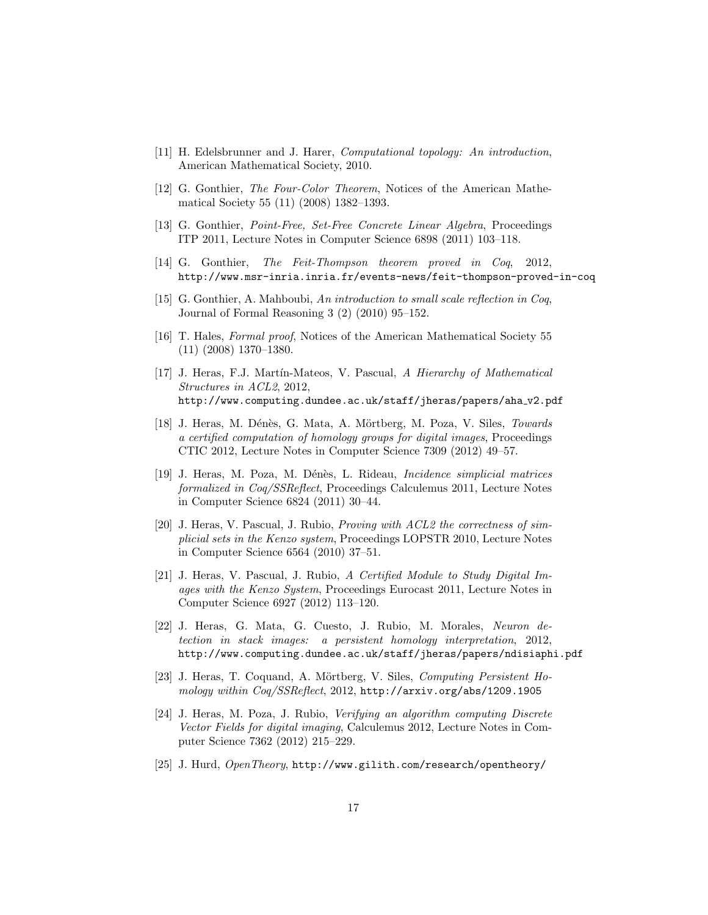[11] H. Edelsbrunner and J. Harer, *Computational topology: An introduction*, American Mathematical Society, 2010.

[12] G. Gonthier, *The Four-Color Theorem*, Notices of the American Mathematical Society 55 (11) (2008) 1382–1393.

[13] G. Gonthier, *Point-Free, Set-Free Concrete Linear Algebra*, Proceedings ITP 2011, Lecture Notes in Computer Science 6898 (2011) 103–118.

[14] G. Gonthier, *The Feit-Thompson theorem proved in Coq*, 2012, `http://www.msr-inria.inria.fr/events-news/feit-thompson-proved-in-coq`

[15] G. Gonthier, A. Mahboubi, *An introduction to small scale reflection in Coq*, Journal of Formal Reasoning 3 (2) (2010) 95–152.

[16] T. Hales, *Formal proof*, Notices of the American Mathematical Society 55 (11) (2008) 1370–1380.

[17] J. Heras, F.J. Martín-Mateos, V. Pascual, *A Hierarchy of Mathematical Structures in ACL2*, 2012, `http://www.computing.dundee.ac.uk/staff/jheras/papers/aha_v2.pdf`

[18] J. Heras, M. Dénès, G. Mata, A. Mörtberg, M. Poza, V. Siles, *Towards a certified computation of homology groups for digital images*, Proceedings CTIC 2012, Lecture Notes in Computer Science 7309 (2012) 49–57.

[19] J. Heras, M. Poza, M. Dénès, L. Rideau, *Incidence simplicial matrices formalized in Coq/SSReflect*, Proceedings Calculemus 2011, Lecture Notes in Computer Science 6824 (2011) 30–44.

[20] J. Heras, V. Pascual, J. Rubio, *Proving with ACL2 the correctness of simplicial sets in the Kenzo system*, Proceedings LOPSTR 2010, Lecture Notes in Computer Science 6564 (2010) 37–51.

[21] J. Heras, V. Pascual, J. Rubio, *A Certified Module to Study Digital Images with the Kenzo System*, Proceedings Eurocast 2011, Lecture Notes in Computer Science 6927 (2012) 113–120.

[22] J. Heras, G. Mata, G. Cuesto, J. Rubio, M. Morales, *Neuron detection in stack images: a persistent homology interpretation*, 2012, `http://www.computing.dundee.ac.uk/staff/jheras/papers/ndisiaphi.pdf`

[23] J. Heras, T. Coquand, A. Mörtberg, V. Siles, *Computing Persistent Homology within Coq/SSReflect*, 2012, `http://arxiv.org/abs/1209.1905`

[24] J. Heras, M. Poza, J. Rubio, *Verifying an algorithm computing Discrete Vector Fields for digital imaging*, Calculemus 2012, Lecture Notes in Computer Science 7362 (2012) 215–229.

[25] J. Hurd, *OpenTheory*, `http://www.gilith.com/research/opentheory/`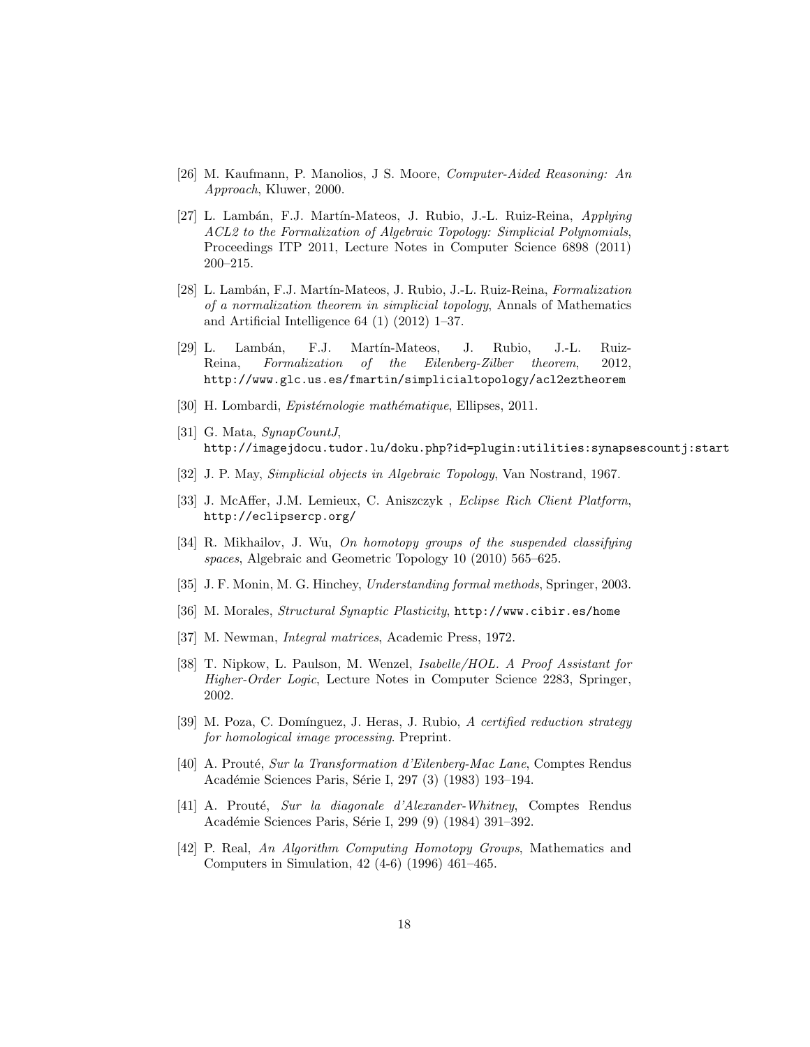[26] M. Kaufmann, P. Manolios, J S. Moore, *Computer-Aided Reasoning: An Approach*, Kluwer, 2000.

[27] L. Lambán, F.J. Martín-Mateos, J. Rubio, J.-L. Ruiz-Reina, *Applying ACL2 to the Formalization of Algebraic Topology: Simplicial Polynomials*, Proceedings ITP 2011, Lecture Notes in Computer Science 6898 (2011) 200–215.

[28] L. Lambán, F.J. Martín-Mateos, J. Rubio, J.-L. Ruiz-Reina, *Formalization of a normalization theorem in simplicial topology*, Annals of Mathematics and Artificial Intelligence 64 (1) (2012) 1–37.

[29] L. Lambán, F.J. Martín-Mateos, J. Rubio, J.-L. Ruiz-Reina, *Formalization of the Eilenberg-Zilber theorem*, 2012, `http://www.glc.us.es/fmartin/simplicialtopology/acl2eztheorem`

[30] H. Lombardi, *Epistémologie mathématique*, Ellipses, 2011.

[31] G. Mata, *SynapCountJ*, `http://imagejdocu.tudor.lu/doku.php?id=plugin:utilities:synapsescountj:start`

[32] J. P. May, *Simplicial objects in Algebraic Topology*, Van Nostrand, 1967.

[33] J. McAffer, J.M. Lemieux, C. Aniszczyk , *Eclipse Rich Client Platform*, `http://eclipsercp.org/`

[34] R. Mikhailov, J. Wu, *On homotopy groups of the suspended classifying spaces*, Algebraic and Geometric Topology 10 (2010) 565–625.

[35] J. F. Monin, M. G. Hinchey, *Understanding formal methods*, Springer, 2003.

[36] M. Morales, *Structural Synaptic Plasticity*, `http://www.cibir.es/home`

[37] M. Newman, *Integral matrices*, Academic Press, 1972.

[38] T. Nipkow, L. Paulson, M. Wenzel, *Isabelle/HOL. A Proof Assistant for Higher-Order Logic*, Lecture Notes in Computer Science 2283, Springer, 2002.

[39] M. Poza, C. Domínguez, J. Heras, J. Rubio, *A certified reduction strategy for homological image processing*. Preprint.

[40] A. Prouté, *Sur la Transformation d'Eilenberg-Mac Lane*, Comptes Rendus Académie Sciences Paris, Série I, 297 (3) (1983) 193–194.

[41] A. Prouté, *Sur la diagonale d'Alexander-Whitney*, Comptes Rendus Académie Sciences Paris, Série I, 299 (9) (1984) 391–392.

[42] P. Real, *An Algorithm Computing Homotopy Groups*, Mathematics and Computers in Simulation, 42 (4-6) (1996) 461–465.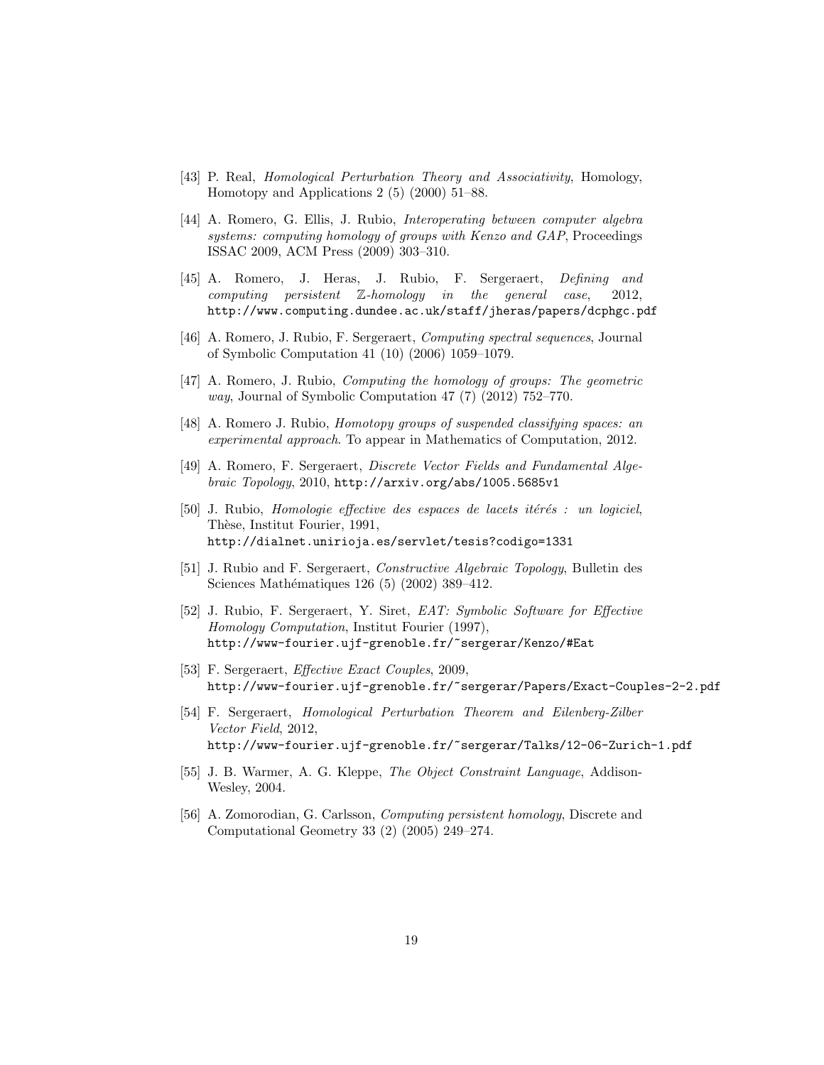[43] P. Real, *Homological Perturbation Theory and Associativity*, Homology, Homotopy and Applications 2 (5) (2000) 51–88.

[44] A. Romero, G. Ellis, J. Rubio, *Interoperating between computer algebra systems: computing homology of groups with Kenzo and GAP*, Proceedings ISSAC 2009, ACM Press (2009) 303–310.

[45] A. Romero, J. Heras, J. Rubio, F. Sergeraert, *Defining and computing persistent $\mathbb{Z}$-homology in the general case*, 2012, http://www.computing.dundee.ac.uk/staff/jheras/papers/dcphgc.pdf

[46] A. Romero, J. Rubio, F. Sergeraert, *Computing spectral sequences*, Journal of Symbolic Computation 41 (10) (2006) 1059–1079.

[47] A. Romero, J. Rubio, *Computing the homology of groups: The geometric way*, Journal of Symbolic Computation 47 (7) (2012) 752–770.

[48] A. Romero J. Rubio, *Homotopy groups of suspended classifying spaces: an experimental approach*. To appear in Mathematics of Computation, 2012.

[49] A. Romero, F. Sergeraert, *Discrete Vector Fields and Fundamental Algebraic Topology*, 2010, http://arxiv.org/abs/1005.5685v1

[50] J. Rubio, *Homologie effective des espaces de lacets itérés : un logiciel*, Thèse, Institut Fourier, 1991, http://dialnet.unirioja.es/servlet/tesis?codigo=1331

[51] J. Rubio and F. Sergeraert, *Constructive Algebraic Topology*, Bulletin des Sciences Mathématiques 126 (5) (2002) 389–412.

[52] J. Rubio, F. Sergeraert, Y. Siret, *EAT: Symbolic Software for Effective Homology Computation*, Institut Fourier (1997), http://www-fourier.ujf-grenoble.fr/~sergerar/Kenzo/#Eat

[53] F. Sergeraert, *Effective Exact Couples*, 2009, http://www-fourier.ujf-grenoble.fr/~sergerar/Papers/Exact-Couples-2-2.pdf

[54] F. Sergeraert, *Homological Perturbation Theorem and Eilenberg-Zilber Vector Field*, 2012, http://www-fourier.ujf-grenoble.fr/~sergerar/Talks/12-06-Zurich-1.pdf

[55] J. B. Warmer, A. G. Kleppe, *The Object Constraint Language*, Addison-Wesley, 2004.

[56] A. Zomorodian, G. Carlsson, *Computing persistent homology*, Discrete and Computational Geometry 33 (2) (2005) 249–274.